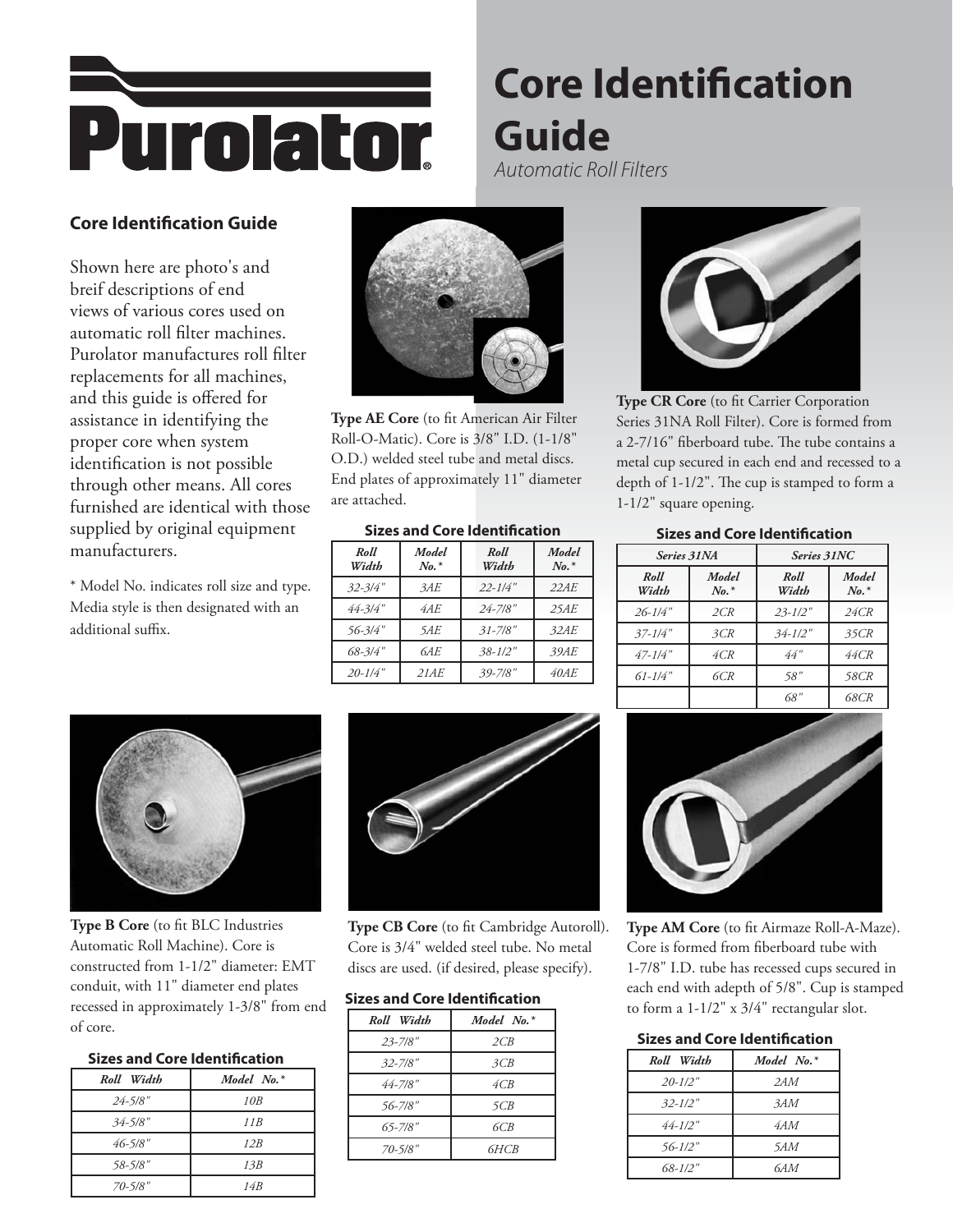# Core Identification Guide

*Automatic Roll Filters*

## Core Identification Guide

Shown here are photo's and breif descriptions of end views of various cores used on automatic roll filter machines. Purolator manufactures roll filter replacements for all machines, and this guide is offered for assistance in identifying the proper core when system identification is not possible through other means. All cores furnished are identical with those supplied by original equipment manufacturers.

\* Model No. indicates roll size and type. Media style is then designated with an additional suffix.

**Type AE Core** (to fit American Air Filter Roll-O-Matic). Core is 3/8" I.D. (1-1/8" O.D.) welded steel tube and metal discs. End plates of approximately 11" diameter are attached.

### Sizes and Core Identification

| *Roll Width* | *Model No.\** | *Roll Width* | *Model No.\** |
|---|---|---|---|
| *32-3/4"* | *3AE* | *22-1/4"* | *22AE* |
| *44-3/4"* | *4AE* | *24-7/8"* | *25AE* |
| *56-3/4"* | *5AE* | *31-7/8"* | *32AE* |
| *68-3/4"* | *6AE* | *38-1/2"* | *39AE* |
| *20-1/4"* | *21AE* | *39-7/8"* | *40AE* |

**Type CR Core** (to fit Carrier Corporation Series 31NA Roll Filter). Core is formed from a 2-7/16" fiberboard tube. The tube contains a metal cup secured in each end and recessed to a depth of 1-1/2". The cup is stamped to form a 1-1/2" square opening.

### Sizes and Core Identification

| *Series 31NA* | | *Series 31NC* | |
|---|---|---|---|
| *Roll Width* | *Model No.\** | *Roll Width* | *Model No.\** |
| *26-1/4"* | *2CR* | *23-1/2"* | *24CR* |
| *37-1/4"* | *3CR* | *34-1/2"* | *35CR* |
| *47-1/4"* | *4CR* | *44"* | *44CR* |
| *61-1/4"* | *6CR* | *58"* | *58CR* |
| | | *68"* | *68CR* |

**Type B Core** (to fit BLC Industries Automatic Roll Machine). Core is constructed from 1-1/2" diameter: EMT conduit, with 11" diameter end plates recessed in approximately 1-3/8" from end of core.

### Sizes and Core Identification

| *Roll Width* | *Model No.\** |
|---|---|
| *24-5/8"* | *10B* |
| *34-5/8"* | *11B* |
| *46-5/8"* | *12B* |
| *58-5/8"* | *13B* |
| *70-5/8"* | *14B* |

**Type CB Core** (to fit Cambridge Autoroll). Core is 3/4" welded steel tube. No metal discs are used. (if desired, please specify).

### Sizes and Core Identification

| *Roll Width* | *Model No.\** |
|---|---|
| *23-7/8"* | *2CB* |
| *32-7/8"* | *3CB* |
| *44-7/8"* | *4CB* |
| *56-7/8"* | *5CB* |
| *65-7/8"* | *6CB* |
| *70-5/8"* | *6HCB* |

**Type AM Core** (to fit Airmaze Roll-A-Maze). Core is formed from fiberboard tube with 1-7/8" I.D. tube has recessed cups secured in each end with adepth of 5/8". Cup is stamped to form a 1-1/2" x 3/4" rectangular slot.

### Sizes and Core Identification

| *Roll Width* | *Model No.\** |
|---|---|
| *20-1/2"* | *2AM* |
| *32-1/2"* | *3AM* |
| *44-1/2"* | *4AM* |
| *56-1/2"* | *5AM* |
| *68-1/2"* | *6AM* |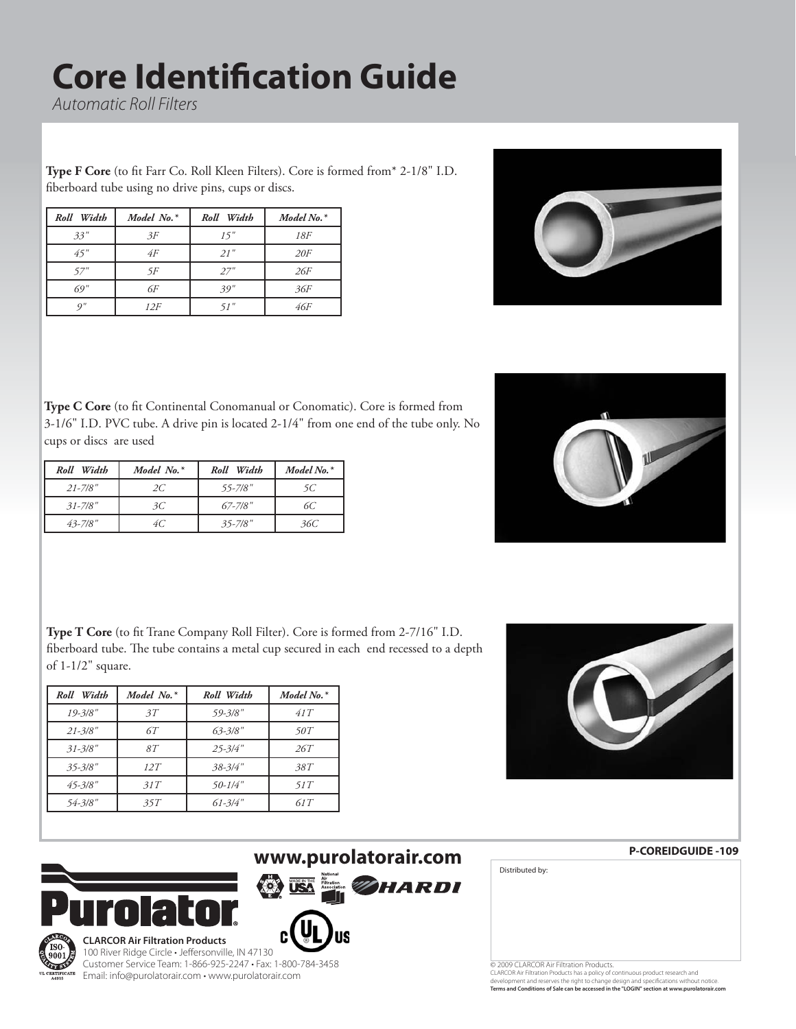# Core Identification Guide

*Automatic Roll Filters*

**Type F Core** (to fit Farr Co. Roll Kleen Filters). Core is formed from* 2-1/8" I.D. fiberboard tube using no drive pins, cups or discs.

| *Roll Width* | *Model No.** | *Roll Width* | *Model No.** |
|---|---|---|---|
| 33" | 3F | 15" | 18F |
| 45" | 4F | 21" | 20F |
| 57" | 5F | 27" | 26F |
| 69" | 6F | 39" | 36F |
| 9" | 12F | 51" | 46F |

**Type C Core** (to fit Continental Conomanual or Conomatic). Core is formed from 3-1/6" I.D. PVC tube. A drive pin is located 2-1/4" from one end of the tube only. No cups or discs are used

| *Roll Width* | *Model No.** | *Roll Width* | *Model No.** |
|---|---|---|---|
| 21-7/8" | 2C | 55-7/8" | 5C |
| 31-7/8" | 3C | 67-7/8" | 6C |
| 43-7/8" | 4C | 35-7/8" | 36C |

**Type T Core** (to fit Trane Company Roll Filter). Core is formed from 2-7/16" I.D. fiberboard tube. The tube contains a metal cup secured in each end recessed to a depth of 1-1/2" square.

| *Roll Width* | *Model No.** | *Roll Width* | *Model No.** |
|---|---|---|---|
| 19-3/8" | 3T | 59-3/8" | 41T |
| 21-3/8" | 6T | 63-3/8" | 50T |
| 31-3/8" | 8T | 25-3/4" | 26T |
| 35-3/8" | 12T | 38-3/4" | 38T |
| 45-3/8" | 31T | 50-1/4" | 51T |
| 54-3/8" | 35T | 61-3/4" | 61T |

**www.purolatorair.com**

**P-COREIDGUIDE -109**

Distributed by:

**CLARCOR Air Filtration Products**
100 River Ridge Circle • Jeffersonville, IN 47130
Customer Service Team: 1-866-925-2247 • Fax: 1-800-784-3458
Email: info@purolatorair.com • www.purolatorair.com

© 2009 CLARCOR Air Filtration Products.
CLARCOR Air Filtration Products has a policy of continuous product research and development and reserves the right to change design and specifications without notice.
**Terms and Conditions of Sale can be accessed in the "LOGIN" section at www.purolatorair.com**